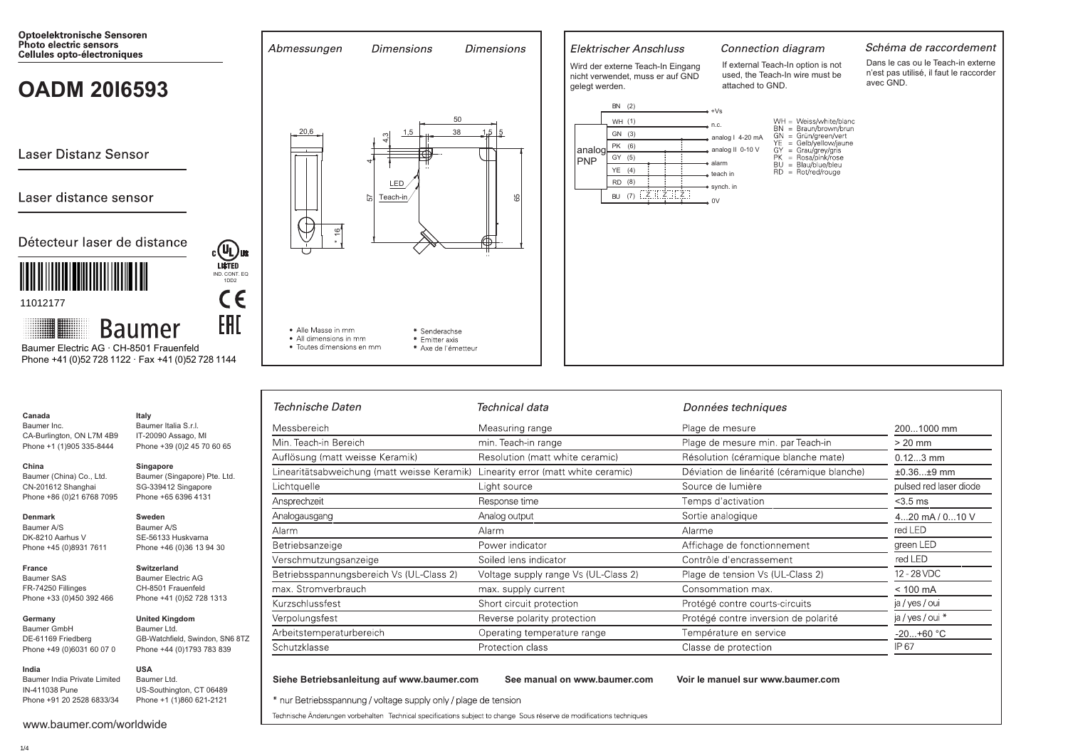**Optoelektronische Sensoren**
**Photo electric sensors**
**Cellules opto-électroniques**

# OADM 20I6593

Laser Distanz Sensor

Laser distance sensor

Détecteur laser de distance

11012177

Baumer

Baumer Electric AG · CH-8501 Frauenfeld
Phone +41 (0)52 728 1122 · Fax +41 (0)52 728 1144

*Abmessungen* *Dimensions* *Dimensions*

20,6 · 50 · 38 · 1,5 · 1,5 · 5 · 4,3 · 4 · 57 · 65 · * 16 · LED · Teach-in

- Alle Masse in mm
- All dimensions in mm
- Toutes dimensions en mm

\* Senderachse
\* Emitter axis
\* Axe de l'émetteur

*Elektrischer Anschluss* *Connection diagram* *Schéma de raccordement*

Wird der externe Teach-In Eingang nicht verwendet, muss er auf GND gelegt werden.

If external Teach-In option is not used, the Teach-In wire must be attached to GND.

Dans le cas ou le Teach-in externe n'est pas utilisé, il faut le raccorder avec GND.

analog PNP

| Wire | Function |
|---|---|
| BN (2) | +Vs |
| WH (1) | n.c. |
| GN (3) | analog I 4-20 mA |
| PK (6) | analog II 0-10 V |
| GY (5) | alarm |
| YE (4) | teach in |
| RD (8) | synch. in |
| BU (7) | 0V |

WH = Weiss/white/blanc
BN = Braun/brown/brun
GN = Grün/green/vert
YE = Gelb/yellow/jaune
GY = Grau/grey/gris
PK = Rosa/pink/rose
BU = Blau/blue/bleu
RD = Rot/red/rouge

**Canada**
Baumer Inc.
CA-Burlington, ON L7M 4B9
Phone +1 (1)905 335-8444

**China**
Baumer (China) Co., Ltd.
CN-201612 Shanghai
Phone +86 (0)21 6768 7095

**Denmark**
Baumer A/S
DK-8210 Aarhus V
Phone +45 (0)8931 7611

**France**
Baumer SAS
FR-74250 Fillinges
Phone +33 (0)450 392 466

**Germany**
Baumer GmbH
DE-61169 Friedberg
Phone +49 (0)6031 60 07 0

**India**
Baumer India Private Limited
IN-411038 Pune
Phone +91 20 2528 6833/34

**Italy**
Baumer Italia S.r.l.
IT-20090 Assago, MI
Phone +39 (0)2 45 70 60 65

**Singapore**
Baumer (Singapore) Pte. Ltd.
SG-339412 Singapore
Phone +65 6396 4131

**Sweden**
Baumer A/S
SE-56133 Huskvarna
Phone +46 (0)36 13 94 30

**Switzerland**
Baumer Electric AG
CH-8501 Frauenfeld
Phone +41 (0)52 728 1313

**United Kingdom**
Baumer Ltd.
GB-Watchfield, Swindon, SN6 8TZ
Phone +44 (0)1793 783 839

**USA**
Baumer Ltd.
US-Southington, CT 06489
Phone +1 (1)860 621-2121

www.baumer.com/worldwide

| *Technische Daten* | *Technical data* | *Données techniques* | |
|---|---|---|---|
| Messbereich | Measuring range | Plage de mesure | 200...1000 mm |
| Min. Teach-in Bereich | min. Teach-in range | Plage de mesure min. par Teach-in | > 20 mm |
| Auflösung (matt weisse Keramik) | Resolution (matt white ceramic) | Résolution (céramique blanche mate) | 0.12...3 mm |
| Linearitätsabweichung (matt weisse Keramik) | Linearity error (matt white ceramic) | Déviation de linéarité (céramique blanche) | ±0.36...±9 mm |
| Lichtquelle | Light source | Source de lumière | pulsed red laser diode |
| Ansprechzeit | Response time | Temps d'activation | <3.5 ms |
| Analogausgang | Analog output | Sortie analogique | 4...20 mA / 0...10 V |
| Alarm | Alarm | Alarme | red LED |
| Betriebsanzeige | Power indicator | Affichage de fonctionnement | green LED |
| Verschmutzungsanzeige | Soiled lens indicator | Contrôle d'encrassement | red LED |
| Betriebsspannungsbereich Vs (UL-Class 2) | Voltage supply range Vs (UL-Class 2) | Plage de tension Vs (UL-Class 2) | 12 - 28 VDC |
| max. Stromverbrauch | max. supply current | Consommation max. | < 100 mA |
| Kurzschlussfest | Short circuit protection | Protégé contre courts-circuits | ja / yes / oui |
| Verpolungsfest | Reverse polarity protection | Protégé contre inversion de polarité | ja / yes / oui * |
| Arbeitstemperaturbereich | Operating temperature range | Température en service | -20...+60 °C |
| Schutzklasse | Protection class | Classe de protection | IP 67 |

**Siehe Betriebsanleitung auf www.baumer.com** **See manual on www.baumer.com** **Voir le manuel sur www.baumer.com**

\* nur Betriebsspannung / voltage supply only / plage de tension

Technische Änderungen vorbehalten Technical specifications subject to change Sous réserve de modifications techniques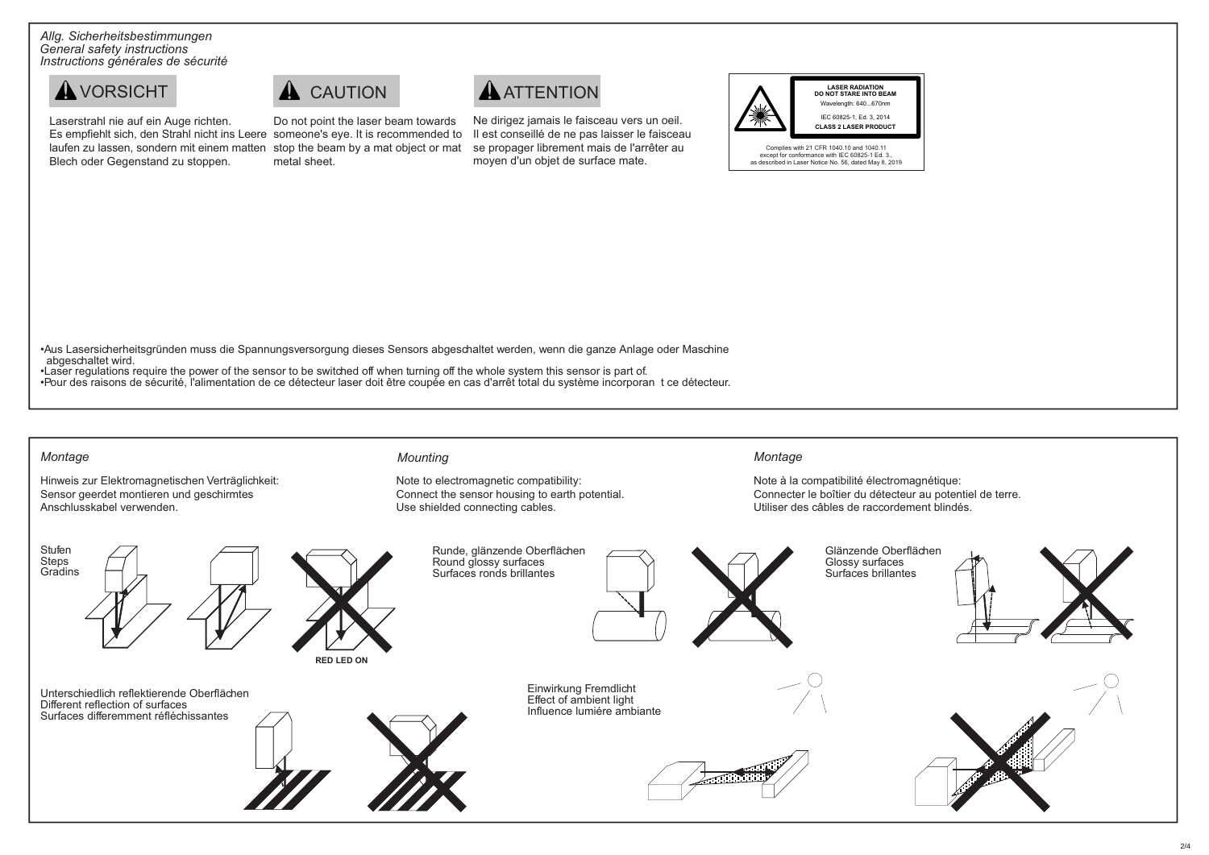*Allg. Sicherheitsbestimmungen*
*General safety instructions*
*Instructions générales de sécurité*

## ⚠ VORSICHT

Laserstrahl nie auf ein Auge richten.
Es empfiehlt sich, den Strahl nicht ins Leere laufen zu lassen, sondern mit einem matten Blech oder Gegenstand zu stoppen.

## ⚠ CAUTION

Do not point the laser beam towards someone's eye. It is recommended to stop the beam by a mat object or mat metal sheet.

## ⚠ ATTENTION

Ne dirigez jamais le faisceau vers un oeil.
Il est conseillé de ne pas laisser le faisceau se propager librement mais de l'arrêter au moyen d'un objet de surface mate.

**LASER RADIATION**
**DO NOT STARE INTO BEAM**
Wavelength: 640...670nm
IEC 60825-1, Ed. 3, 2014
**CLASS 2 LASER PRODUCT**

Complies with 21 CFR 1040.10 and 1040.11 except for conformance with IEC 60825-1 Ed. 3., as described in Laser Notice No. 56, dated May 8, 2019

- Aus Lasersicherheitsgründen muss die Spannungsversorgung dieses Sensors abgeschaltet werden, wenn die ganze Anlage oder Maschine abgeschaltet wird.
- Laser regulations require the power of the sensor to be switched off when turning off the whole system this sensor is part of.
- Pour des raisons de sécurité, l'alimentation de ce détecteur laser doit être coupée en cas d'arrêt total du système incorporan t ce détecteur.

*Montage*

Hinweis zur Elektromagnetischen Verträglichkeit:
Sensor geerdet montieren und geschirmtes Anschlusskabel verwenden.

*Mounting*

Note to electromagnetic compatibility:
Connect the sensor housing to earth potential.
Use shielded connecting cables.

*Montage*

Note à la compatibilité électromagnétique:
Connecter le boîtier du détecteur au potentiel de terre.
Utiliser des câbles de raccordement blindés.

Stufen
Steps
Gradins

**RED LED ON**

Runde, glänzende Oberflächen
Round glossy surfaces
Surfaces ronds brillantes

Glänzende Oberflächen
Glossy surfaces
Surfaces brillantes

Unterschiedlich reflektierende Oberflächen
Different reflection of surfaces
Surfaces differemment réfléchissantes

Einwirkung Fremdlicht
Effect of ambient light
Influence lumiére ambiante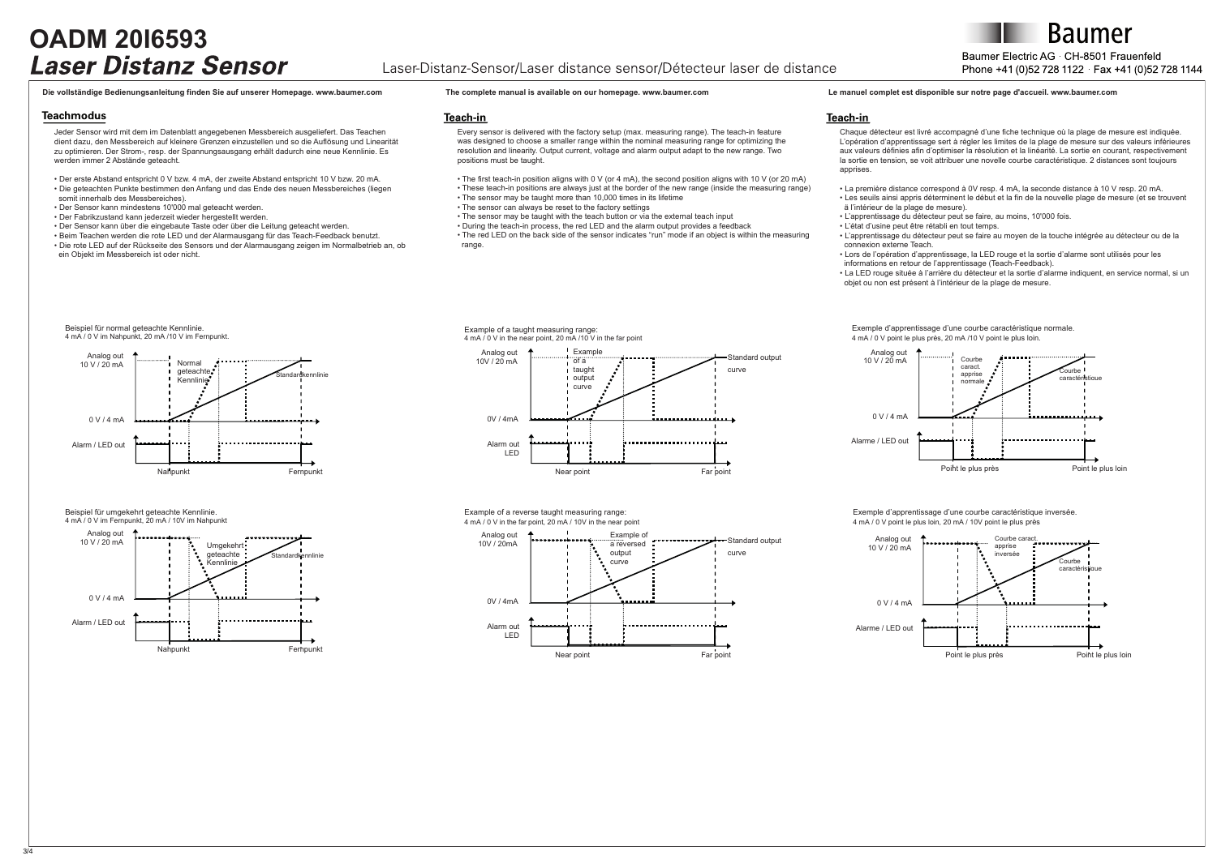# OADM 20I6593
## *Laser Distanz Sensor*

Laser-Distanz-Sensor/Laser distance sensor/Détecteur laser de distance

Baumer

Baumer Electric AG · CH-8501 Frauenfeld
Phone +41 (0)52 728 1122 · Fax +41 (0)52 728 1144

**Die vollständige Bedienungsanleitung finden Sie auf unserer Homepage. www.baumer.com**

### Teachmodus

Jeder Sensor wird mit dem im Datenblatt angegebenen Messbereich ausgeliefert. Das Teachen dient dazu, den Messbereich auf kleinere Grenzen einzustellen und so die Auflösung und Linearität zu optimieren. Der Strom-, resp. der Spannungsausgang erhält dadurch eine neue Kennlinie. Es werden immer 2 Abstände geteacht.

- Der erste Abstand entspricht 0 V bzw. 4 mA, der zweite Abstand entspricht 10 V bzw. 20 mA.
- Die geteachten Punkte bestimmen den Anfang und das Ende des neuen Messbereiches (liegen somit innerhalb des Messbereiches).
- Der Sensor kann mindestens 10'000 mal geteacht werden.
- Der Fabrikzustand kann jederzeit wieder hergestellt werden.
- Der Sensor kann über die eingebaute Taste oder über die Leitung geteacht werden.
- Beim Teachen werden die rote LED und der Alarmausgang für das Teach-Feedback benutzt.
- Die rote LED auf der Rückseite des Sensors und der Alarmausgang zeigen im Normalbetrieb an, ob ein Objekt im Messbereich ist oder nicht.

Beispiel für normal geteachte Kennlinie.
4 mA / 0 V im Nahpunkt, 20 mA /10 V im Fernpunkt.

Analog out 10 V / 20 mA; 0 V / 4 mA; Normal geteachte Kennlinie; Standardkennlinie; Alarm / LED out; Nahpunkt; Fernpunkt

Beispiel für umgekehrt geteachte Kennlinie.
4 mA / 0 V im Fernpunkt, 20 mA / 10V im Nahpunkt

Analog out 10 V / 20 mA; 0 V / 4 mA; Umgekehrt geteachte Kennlinie; Standardkennlinie; Alarm / LED out; Nahpunkt; Ferhpunkt

**The complete manual is available on our homepage. www.baumer.com**

### Teach-in

Every sensor is delivered with the factory setup (max. measuring range). The teach-in feature was designed to choose a smaller range within the nominal measuring range for optimizing the resolution and linearity. Output current, voltage and alarm output adapt to the new range. Two positions must be taught.

- The first teach-in position aligns with 0 V (or 4 mA), the second position aligns with 10 V (or 20 mA)
- These teach-in positions are always just at the border of the new range (inside the measuring range)
- The sensor may be taught more than 10,000 times in its lifetime
- The sensor can always be reset to the factory settings
- The sensor may be taught with the teach button or via the external teach input
- During the teach-in process, the red LED and the alarm output provides a feedback
- The red LED on the back side of the sensor indicates "run" mode if an object is within the measuring range.

Example of a taught measuring range:
4 mA / 0 V in the near point, 20 mA /10 V in the far point

Analog out 10V / 20 mA; 0V / 4mA; Example of a taught output curve; Standard output curve; Alarm out LED; Near point; Far point

Example of a reverse taught measuring range:
4 mA / 0 V in the far point, 20 mA / 10V in the near point

Analog out 10V / 20mA; 0V / 4mA; Example of a reversed output curve; Standard output curve; Alarm out LED; Near point; Far point

**Le manuel complet est disponible sur notre page d'accueil. www.baumer.com**

### Teach-in

Chaque détecteur est livré accompagné d'une fiche technique où la plage de mesure est indiquée. L'opération d'apprentissage sert à régler les limites de la plage de mesure sur des valeurs inférieures aux valeurs définies afin d'optimiser la résolution et la linéarité. La sortie en courant, respectivement la sortie en tension, se voit attribuer une nouvelle courbe caractéristique. 2 distances sont toujours apprises.

- La première distance correspond à 0V resp. 4 mA, la seconde distance à 10 V resp. 20 mA.
- Les seuils ainsi appris déterminent le début et la fin de la nouvelle plage de mesure (et se trouvent à l'intérieur de la plage de mesure).
- L'apprentissage du détecteur peut se faire, au moins, 10'000 fois.
- L'état d'usine peut être rétabli en tout temps.
- L'apprentissage du détecteur peut se faire au moyen de la touche intégrée au détecteur ou de la connexion externe Teach.
- Lors de l'opération d'apprentissage, la LED rouge et la sortie d'alarme sont utilisés pour les informations en retour de l'apprentissage (Teach-Feedback).
- La LED rouge située à l'arrière du détecteur et la sortie d'alarme indiquent, en service normal, si un objet ou non est présent à l'intérieur de la plage de mesure.

Exemple d'apprentissage d'une courbe caractéristique normale.
4 mA / 0 V point le plus près, 20 mA /10 V point le plus loin.

Analog out 10 V / 20 mA; 0 V / 4 mA; Courbe caract. apprise normale; Courbe caractéristique; Alarme / LED out; Point le plus près; Point le plus loin

Exemple d'apprentissage d'une courbe caractéristique inversée.
4 mA / 0 V point le plus loin, 20 mA / 10V point le plus près

Analog out 10 V / 20 mA; 0 V / 4 mA; Courbe caract. apprise inversée; Courbe caractéristique; Alarme / LED out; Point le plus près; Point le plus loin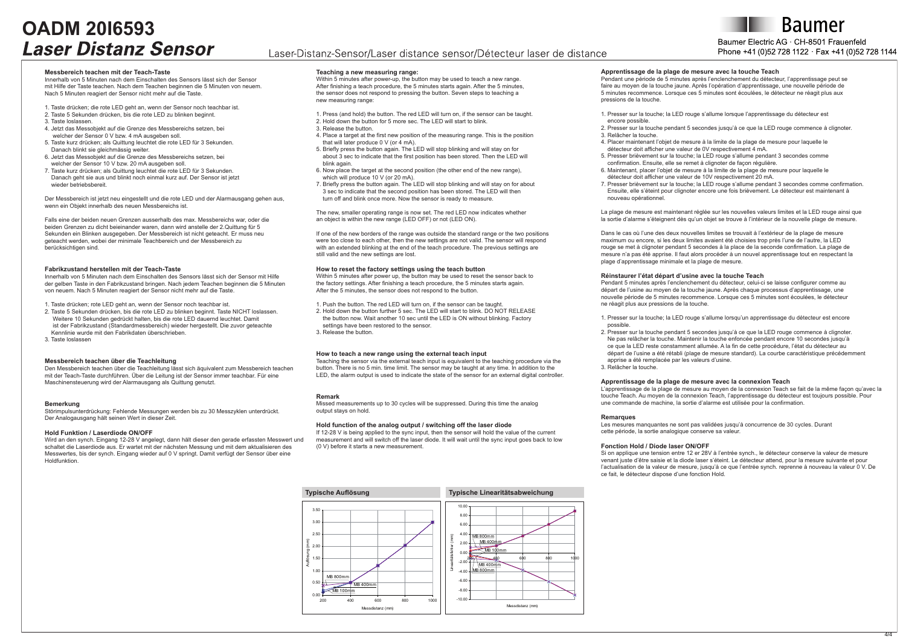# OADM 20I6593
# *Laser Distanz Sensor*

Laser-Distanz-Sensor/Laser distance sensor/Détecteur laser de distance

Baumer

Baumer Electric AG · CH-8501 Frauenfeld
Phone +41 (0)52 728 1122 · Fax +41 (0)52 728 1144

### Messbereich teachen mit der Teach-Taste

Innerhalb von 5 Minuten nach dem Einschalten des Sensors lässt sich der Sensor mit Hilfe der Taste teachen. Nach dem Teachen beginnen die 5 Minuten von neuem. Nach 5 Minuten reagiert der Sensor nicht mehr auf die Taste.

1. Taste drücken; die rote LED geht an, wenn der Sensor noch teachbar ist.
2. Taste 5 Sekunden drücken, bis die rote LED zu blinken beginnt.
3. Taste loslassen.
4. Jetzt das Messobjekt auf die Grenze des Messbereichs setzen, bei welcher der Sensor 0 V bzw. 4 mA ausgeben soll.
5. Taste kurz drücken; als Quittung leuchtet die rote LED für 3 Sekunden. Danach blinkt sie gleichmässig weiter.
6. Jetzt das Messobjekt auf die Grenze des Messbereichs setzen, bei welcher der Sensor 10 V bzw. 20 mA ausgeben soll.
7. Taste kurz drücken; als Quittung leuchtet die rote LED für 3 Sekunden. Danach geht sie aus und blinkt noch einmal kurz auf. Der Sensor ist jetzt wieder betriebsbereit.

Der Messbereich ist jetzt neu eingestellt und die rote LED und der Alarmausgang gehen aus, wenn ein Objekt innerhalb des neuen Messbereichs ist.

Falls eine der beiden neuen Grenzen ausserhalb des max. Messbereichs war, oder die beiden Grenzen zu dicht beieinander waren, dann wird anstelle der 2.Quittung für 5 Sekunden ein Blinken ausgegeben. Der Messbereich ist nicht geteacht. Er muss neu geteacht werden, wobei der minimale Teachbereich und der Messbereich zu berücksichtigen sind.

### Fabrikzustand herstellen mit der Teach-Taste

Innerhalb von 5 Minuten nach dem Einschalten des Sensors lässt sich der Sensor mit Hilfe der gelben Taste in den Fabrikzustand bringen. Nach jedem Teachen beginnen die 5 Minuten von neuem. Nach 5 Minuten reagiert der Sensor nicht mehr auf die Taste.

1. Taste drücken; rote LED geht an, wenn der Sensor noch teachbar ist.
2. Taste 5 Sekunden drücken, bis die rote LED zu blinken beginnt. Taste NICHT loslassen. Weitere 10 Sekunden gedrückt halten, bis die rote LED dauernd leuchtet. Damit ist der Fabrikzustand (Standardmessbereich) wieder hergestellt. Die zuvor geteachte Kennlinie wurde mit den Fabrikdaten überschrieben.
3. Taste loslassen

### Messbereich teachen über die Teachleitung

Den Messbereich teachen über die Teachleitung lässt sich äquivalent zum Messbereich teachen mit der Teach-Taste durchführen. Über die Leitung ist der Sensor immer teachbar. Für eine Maschinensteuerung wird der Alarmausgang als Quittung genutzt.

### Bemerkung

Störimpulsunterdrückung: Fehlende Messungen werden bis zu 30 Messzyklen unterdrückt. Der Analogausgang hält seinen Wert in dieser Zeit.

### Hold Funktion / Laserdiode ON/OFF

Wird an den synch. Eingang 12-28 V angelegt, dann hält dieser den gerade erfassten Messwert und schaltet die Laserdiode aus. Er wartet mit der nächsten Messung und mit dem aktualisieren des Messwertes, bis der synch. Eingang wieder auf 0 V springt. Damit verfügt der Sensor über eine Holdfunktion.

### Teaching a new measuring range:

Within 5 minutes after power-up, the button may be used to teach a new range. After finishing a teach procedure, the 5 minutes starts again. After the 5 minutes, the sensor does not respond to pressing the button. Seven steps to teaching a new measuring range:

1. Press (and hold) the button. The red LED will turn on, if the sensor can be taught.
2. Hold down the button for 5 more sec. The LED will start to blink.
3. Release the button.
4. Place a target at the first new position of the measuring range. This is the position that will later produce 0 V (or 4 mA).
5. Briefly press the button again. The LED will stop blinking and will stay on for about 3 sec to indicate that the first position has been stored. Then the LED will blink again.
6. Now place the target at the second position (the other end of the new range), which will produce 10 V (or 20 mA).
7. Briefly press the button again. The LED will stop blinking and will stay on for about 3 sec to indicate that the second position has been stored. The LED will then turn off and blink once more. Now the sensor is ready to measure.

The new, smaller operating range is now set. The red LED now indicates whether an object is within the new range (LED OFF) or not (LED ON).

If one of the new borders of the range was outside the standard range or the two positions were too close to each other, then the new settings are not valid. The sensor will respond with an extended blinking at the end of the teach procedure. The previous settings are still valid and the new settings are lost.

### How to reset the factory settings using the teach button

Within 5 minutes after power up, the button may be used to reset the sensor back to the factory settings. After finishing a teach procedure, the 5 minutes starts again. After the 5 minutes, the sensor does not respond to the button.

1. Push the button. The red LED will turn on, if the sensor can be taught.
2. Hold down the button further 5 sec. The LED will start to blink. DO NOT RELEASE the button now. Wait another 10 sec until the LED is ON without blinking. Factory settings have been restored to the sensor.
3. Release the button.

### How to teach a new range using the external teach input

Teaching the sensor via the external teach input is equivalent to the teaching procedure via the button. There is no 5 min. time limit. The sensor may be taught at any time. In addition to the LED, the alarm output is used to indicate the state of the sensor for an external digital controller.

### Remark

Missed measurements up to 30 cycles will be suppressed. During this time the analog output stays on hold.

### Hold function of the analog output / switching off the laser diode

If 12-28 V is being applied to the sync input, then the sensor will hold the value of the current measurement and will switch off the laser diode. It will wait until the sync input goes back to low (0 V) before it starts a new measurement.

### Apprentissage de la plage de mesure avec la touche Teach

Pendant une période de 5 minutes après l'enclenchement du détecteur, l'apprentissage peut se faire au moyen de la touche jaune. Après l'opération d'apprentissage, une nouvelle période de 5 minutes recommence. Lorsque ces 5 minutes sont écoulées, le détecteur ne réagit plus aux pressions de la touche.

1. Presser sur la touche; la LED rouge s'allume lorsque l'apprentissage du détecteur est encore possible.
2. Presser sur la touche pendant 5 secondes jusqu'à ce que la LED rouge commence à clignoter.
3. Relâcher la touche.
4. Placer maintenant l'objet de mesure à la limite de la plage de mesure pour laquelle le détecteur doit afficher une valeur de 0V respectivement 4 mA.
5. Presser brièvement sur la touche; la LED rouge s'allume pendant 3 secondes comme confirmation. Ensuite, elle se remet à clignoter de façon régulière.
6. Maintenant, placer l'objet de mesure à la limite de la plage de mesure pour laquelle le détecteur doit afficher une valeur de 10V respectivement 20 mA.
7. Presser brièvement sur la touche; la LED rouge s'allume pendant 3 secondes comme confirmation. Ensuite, elle s'éteint pour clignoter encore une fois brièvement. Le détecteur est maintenant à nouveau opérationnel.

La plage de mesure est maintenant réglée sur les nouvelles valeurs limites et la LED rouge ainsi que la sortie d'alarme s'éteignent dès qu'un objet se trouve à l'intérieur de la nouvelle plage de mesure.

Dans le cas où l'une des deux nouvelles limites se trouvait à l'extérieur de la plage de mesure maximum ou encore, si les deux limites avaient été choisies trop près l'une de l'autre, la LED rouge se met à clignoter pendant 5 secondes à la place de la seconde confirmation. La plage de mesure n'a pas été apprise. Il faut alors procéder à un nouvel apprentissage tout en respectant la plage d'apprentissage minimale et la plage de mesure.

### Réinstaurer l'état départ d'usine avec la touche Teach

Pendant 5 minutes après l'enclenchement du détecteur, celui-ci se laisse configurer comme au départ de l'usine au moyen de la touche jaune. Après chaque processus d'apprentissage, une nouvelle période de 5 minutes recommence. Lorsque ces 5 minutes sont écoulées, le détecteur ne réagit plus aux pressions de la touche.

1. Presser sur la touche; la LED rouge s'allume lorsqu'un apprentissage du détecteur est encore possible.
2. Presser sur la touche pendant 5 secondes jusqu'à ce que la LED rouge commence à clignoter. Ne pas relâcher la touche. Maintenir la touche enfoncée pendant encore 10 secondes jusqu'à ce que la LED reste constamment allumée. A la fin de cette procédure, l'état du détecteur au départ de l'usine a été rétabli (plage de mesure standard). La courbe caractéristique précédemment apprise a été remplacée par les valeurs d'usine.
3. Relâcher la touche.

### Apprentissage de la plage de mesure avec la connexion Teach

L'apprentissage de la plage de mesure au moyen de la connexion Teach se fait de la même façon qu'avec la touche Teach. Au moyen de la connexion Teach, l'apprentissage du détecteur est toujours possible. Pour une commande de machine, la sortie d'alarme est utilisée pour la confirmation.

### Remarques

Les mesures manquantes ne sont pas validées jusqu'à concurrence de 30 cycles. Durant cette période, la sortie analogique conserve sa valeur.

### Fonction Hold / Diode laser ON/OFF

Si on applique une tension entre 12 er 28V à l'entrée synch., le détecteur conserve la valeur de mesure venant juste d'être saisie et la diode laser s'éteint. Le détecteur attend, pour la mesure suivante et pour l'actualisation de la valeur de mesure, jusqu'à ce que l'entrée synch. reprenne à nouveau la valeur 0 V. De ce fait, le détecteur dispose d'une fonction Hold.

### Typische Auflösung

Auflösung (mm)
3.50
3.00
2.50
2.00
1.50
1.00
0.50
0.00
200 400 600 800 1000
Messdistanz (mm)
MB 800mm
MB 400mm
MB 100mm

### Typische Linearitätsabweichung

Linearitätsfehler (mm)
10.00
8.00
6.00
4.00
2.00
0.00
-2.00
-4.00
-6.00
-8.00
-10.00
200 400 600 800 1000
Messdistanz (mm)
MB 800mm
MB 400mm
MB 100mm
MB 400mm
MB 800mm